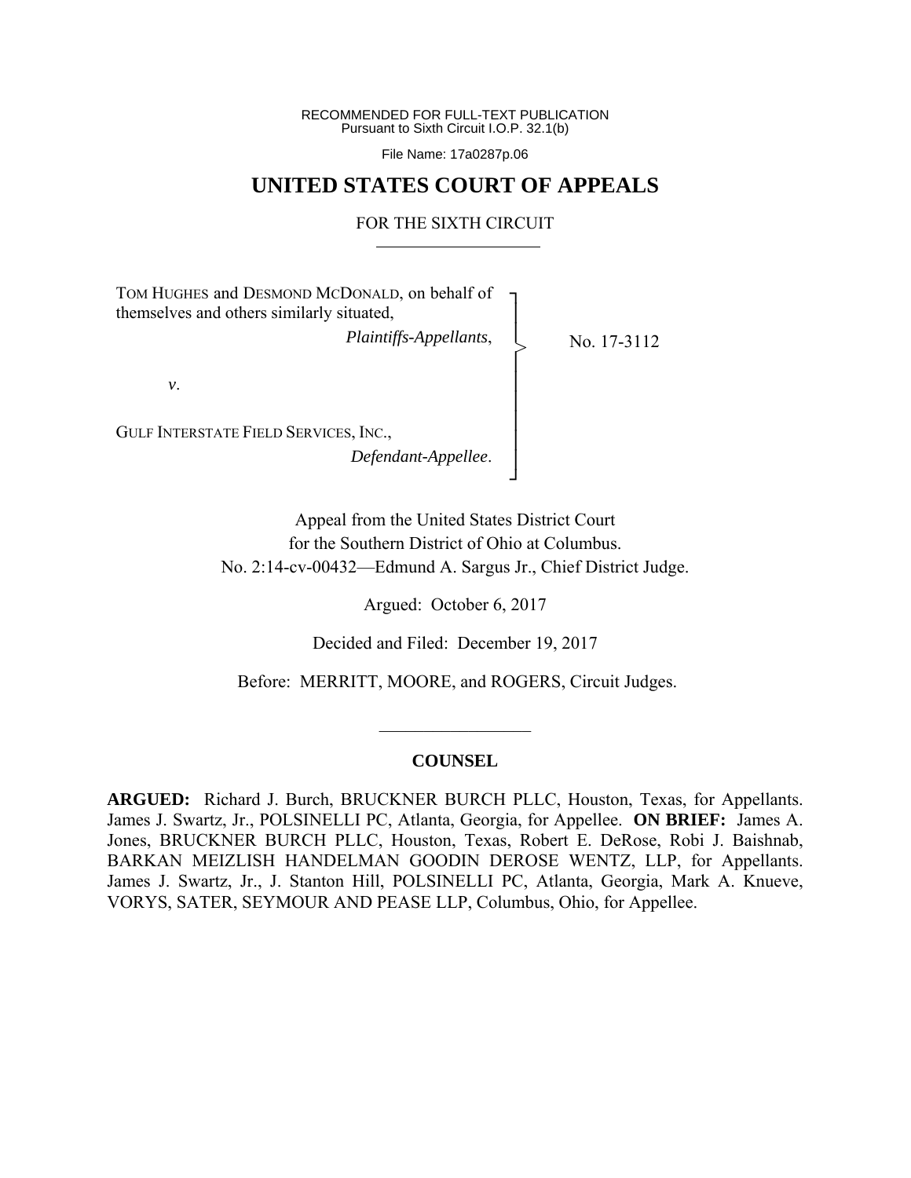RECOMMENDED FOR FULL-TEXT PUBLICATION
Pursuant to Sixth Circuit I.O.P. 32.1(b)

File Name: 17a0287p.06

# UNITED STATES COURT OF APPEALS

## FOR THE SIXTH CIRCUIT

TOM HUGHES and DESMOND MCDONALD, on behalf of themselves and others similarly situated,

*Plaintiffs-Appellants*,

*v*.

GULF INTERSTATE FIELD SERVICES, INC.,

*Defendant-Appellee*.

No. 17-3112

Appeal from the United States District Court for the Southern District of Ohio at Columbus.
No. 2:14-cv-00432—Edmund A. Sargus Jr., Chief District Judge.

Argued: October 6, 2017

Decided and Filed: December 19, 2017

Before: MERRITT, MOORE, and ROGERS, Circuit Judges.

---

### COUNSEL

**ARGUED:** Richard J. Burch, BRUCKNER BURCH PLLC, Houston, Texas, for Appellants. James J. Swartz, Jr., POLSINELLI PC, Atlanta, Georgia, for Appellee. **ON BRIEF:** James A. Jones, BRUCKNER BURCH PLLC, Houston, Texas, Robert E. DeRose, Robi J. Baishnab, BARKAN MEIZLISH HANDELMAN GOODIN DEROSE WENTZ, LLP, for Appellants. James J. Swartz, Jr., J. Stanton Hill, POLSINELLI PC, Atlanta, Georgia, Mark A. Knueve, VORYS, SATER, SEYMOUR AND PEASE LLP, Columbus, Ohio, for Appellee.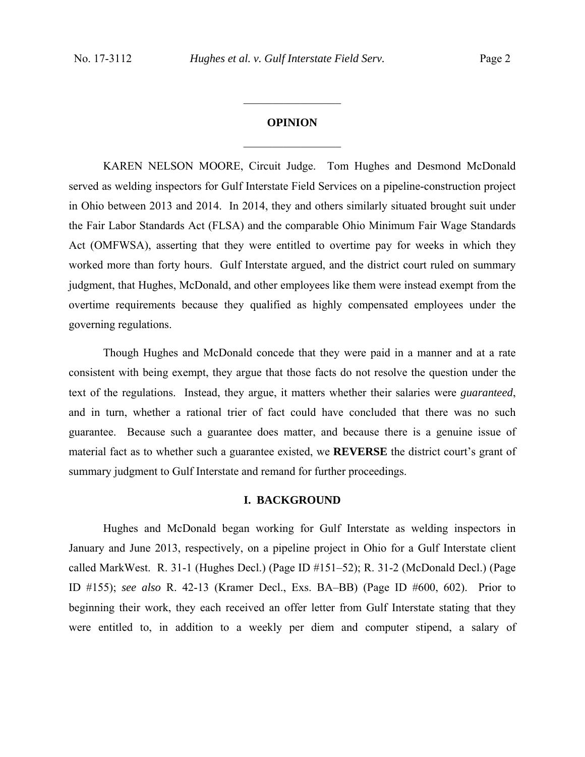## OPINION

KAREN NELSON MOORE, Circuit Judge. Tom Hughes and Desmond McDonald served as welding inspectors for Gulf Interstate Field Services on a pipeline-construction project in Ohio between 2013 and 2014. In 2014, they and others similarly situated brought suit under the Fair Labor Standards Act (FLSA) and the comparable Ohio Minimum Fair Wage Standards Act (OMFWSA), asserting that they were entitled to overtime pay for weeks in which they worked more than forty hours. Gulf Interstate argued, and the district court ruled on summary judgment, that Hughes, McDonald, and other employees like them were instead exempt from the overtime requirements because they qualified as highly compensated employees under the governing regulations.

Though Hughes and McDonald concede that they were paid in a manner and at a rate consistent with being exempt, they argue that those facts do not resolve the question under the text of the regulations. Instead, they argue, it matters whether their salaries were *guaranteed*, and in turn, whether a rational trier of fact could have concluded that there was no such guarantee. Because such a guarantee does matter, and because there is a genuine issue of material fact as to whether such a guarantee existed, we **REVERSE** the district court's grant of summary judgment to Gulf Interstate and remand for further proceedings.

## I. BACKGROUND

Hughes and McDonald began working for Gulf Interstate as welding inspectors in January and June 2013, respectively, on a pipeline project in Ohio for a Gulf Interstate client called MarkWest. R. 31-1 (Hughes Decl.) (Page ID #151–52); R. 31-2 (McDonald Decl.) (Page ID #155); *see also* R. 42-13 (Kramer Decl., Exs. BA–BB) (Page ID #600, 602). Prior to beginning their work, they each received an offer letter from Gulf Interstate stating that they were entitled to, in addition to a weekly per diem and computer stipend, a salary of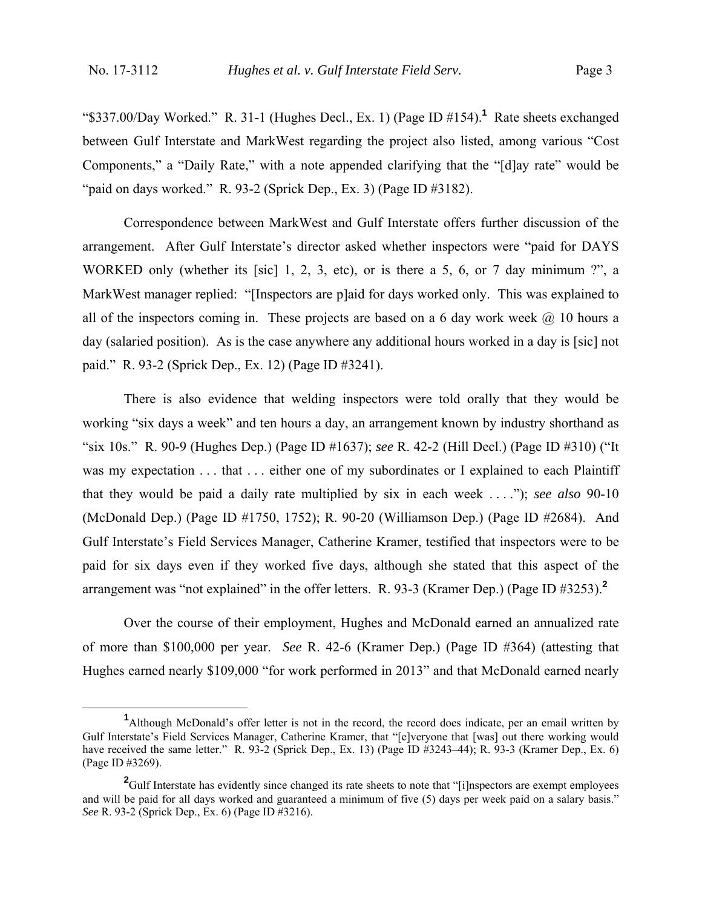"$337.00/Day Worked." R. 31-1 (Hughes Decl., Ex. 1) (Page ID #154).[1] Rate sheets exchanged between Gulf Interstate and MarkWest regarding the project also listed, among various "Cost Components," a "Daily Rate," with a note appended clarifying that the "[d]ay rate" would be "paid on days worked." R. 93-2 (Sprick Dep., Ex. 3) (Page ID #3182).

Correspondence between MarkWest and Gulf Interstate offers further discussion of the arrangement. After Gulf Interstate's director asked whether inspectors were "paid for DAYS WORKED only (whether its [sic] 1, 2, 3, etc), or is there a 5, 6, or 7 day minimum ?", a MarkWest manager replied: "[Inspectors are p]aid for days worked only. This was explained to all of the inspectors coming in. These projects are based on a 6 day work week @ 10 hours a day (salaried position). As is the case anywhere any additional hours worked in a day is [sic] not paid." R. 93-2 (Sprick Dep., Ex. 12) (Page ID #3241).

There is also evidence that welding inspectors were told orally that they would be working "six days a week" and ten hours a day, an arrangement known by industry shorthand as "six 10s." R. 90-9 (Hughes Dep.) (Page ID #1637); *see* R. 42-2 (Hill Decl.) (Page ID #310) ("It was my expectation . . . that . . . either one of my subordinates or I explained to each Plaintiff that they would be paid a daily rate multiplied by six in each week . . . ."); *see also* 90-10 (McDonald Dep.) (Page ID #1750, 1752); R. 90-20 (Williamson Dep.) (Page ID #2684). And Gulf Interstate's Field Services Manager, Catherine Kramer, testified that inspectors were to be paid for six days even if they worked five days, although she stated that this aspect of the arrangement was "not explained" in the offer letters. R. 93-3 (Kramer Dep.) (Page ID #3253).[2]

Over the course of their employment, Hughes and McDonald earned an annualized rate of more than $100,000 per year. *See* R. 42-6 (Kramer Dep.) (Page ID #364) (attesting that Hughes earned nearly $109,000 "for work performed in 2013" and that McDonald earned nearly

[1] Although McDonald's offer letter is not in the record, the record does indicate, per an email written by Gulf Interstate's Field Services Manager, Catherine Kramer, that "[e]veryone that [was] out there working would have received the same letter." R. 93-2 (Sprick Dep., Ex. 13) (Page ID #3243–44); R. 93-3 (Kramer Dep., Ex. 6) (Page ID #3269).

[2] Gulf Interstate has evidently since changed its rate sheets to note that "[i]nspectors are exempt employees and will be paid for all days worked and guaranteed a minimum of five (5) days per week paid on a salary basis." *See* R. 93-2 (Sprick Dep., Ex. 6) (Page ID #3216).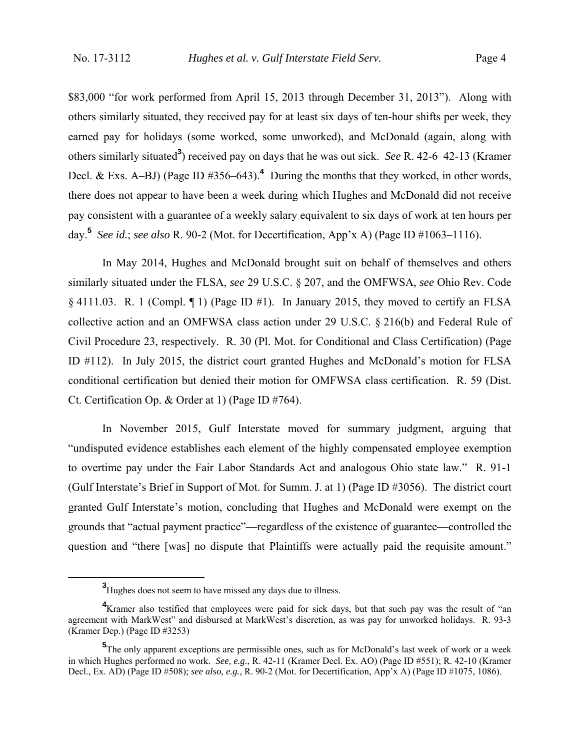$83,000 "for work performed from April 15, 2013 through December 31, 2013"). Along with others similarly situated, they received pay for at least six days of ten-hour shifts per week, they earned pay for holidays (some worked, some unworked), and McDonald (again, along with others similarly situated[3]) received pay on days that he was out sick. *See* R. 42-6–42-13 (Kramer Decl. & Exs. A–BJ) (Page ID #356–643).[4] During the months that they worked, in other words, there does not appear to have been a week during which Hughes and McDonald did not receive pay consistent with a guarantee of a weekly salary equivalent to six days of work at ten hours per day.[5] *See id.*; *see also* R. 90-2 (Mot. for Decertification, App'x A) (Page ID #1063–1116).

In May 2014, Hughes and McDonald brought suit on behalf of themselves and others similarly situated under the FLSA, *see* 29 U.S.C. § 207, and the OMFWSA, *see* Ohio Rev. Code § 4111.03. R. 1 (Compl. ¶ 1) (Page ID #1). In January 2015, they moved to certify an FLSA collective action and an OMFWSA class action under 29 U.S.C. § 216(b) and Federal Rule of Civil Procedure 23, respectively. R. 30 (Pl. Mot. for Conditional and Class Certification) (Page ID #112). In July 2015, the district court granted Hughes and McDonald's motion for FLSA conditional certification but denied their motion for OMFWSA class certification. R. 59 (Dist. Ct. Certification Op. & Order at 1) (Page ID #764).

In November 2015, Gulf Interstate moved for summary judgment, arguing that "undisputed evidence establishes each element of the highly compensated employee exemption to overtime pay under the Fair Labor Standards Act and analogous Ohio state law." R. 91-1 (Gulf Interstate's Brief in Support of Mot. for Summ. J. at 1) (Page ID #3056). The district court granted Gulf Interstate's motion, concluding that Hughes and McDonald were exempt on the grounds that "actual payment practice"—regardless of the existence of guarantee—controlled the question and "there [was] no dispute that Plaintiffs were actually paid the requisite amount."

---

[3] Hughes does not seem to have missed any days due to illness.

[4] Kramer also testified that employees were paid for sick days, but that such pay was the result of "an agreement with MarkWest" and disbursed at MarkWest's discretion, as was pay for unworked holidays. R. 93-3 (Kramer Dep.) (Page ID #3253)

[5] The only apparent exceptions are permissible ones, such as for McDonald's last week of work or a week in which Hughes performed no work. *See, e.g.*, R. 42-11 (Kramer Decl. Ex. AO) (Page ID #551); R. 42-10 (Kramer Decl., Ex. AD) (Page ID #508); *see also, e.g.*, R. 90-2 (Mot. for Decertification, App'x A) (Page ID #1075, 1086).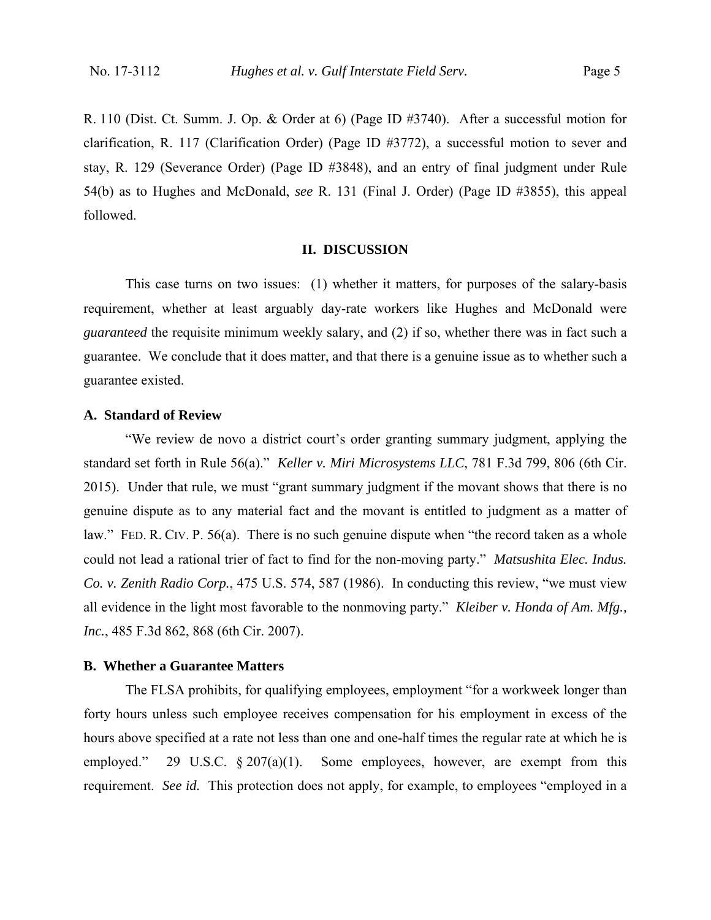R. 110 (Dist. Ct. Summ. J. Op. & Order at 6) (Page ID #3740). After a successful motion for clarification, R. 117 (Clarification Order) (Page ID #3772), a successful motion to sever and stay, R. 129 (Severance Order) (Page ID #3848), and an entry of final judgment under Rule 54(b) as to Hughes and McDonald, *see* R. 131 (Final J. Order) (Page ID #3855), this appeal followed.

## II. DISCUSSION

This case turns on two issues: (1) whether it matters, for purposes of the salary-basis requirement, whether at least arguably day-rate workers like Hughes and McDonald were *guaranteed* the requisite minimum weekly salary, and (2) if so, whether there was in fact such a guarantee. We conclude that it does matter, and that there is a genuine issue as to whether such a guarantee existed.

### A. Standard of Review

"We review de novo a district court's order granting summary judgment, applying the standard set forth in Rule 56(a)." *Keller v. Miri Microsystems LLC*, 781 F.3d 799, 806 (6th Cir. 2015). Under that rule, we must "grant summary judgment if the movant shows that there is no genuine dispute as to any material fact and the movant is entitled to judgment as a matter of law." FED. R. CIV. P. 56(a). There is no such genuine dispute when "the record taken as a whole could not lead a rational trier of fact to find for the non-moving party." *Matsushita Elec. Indus. Co. v. Zenith Radio Corp.*, 475 U.S. 574, 587 (1986). In conducting this review, "we must view all evidence in the light most favorable to the nonmoving party." *Kleiber v. Honda of Am. Mfg., Inc.*, 485 F.3d 862, 868 (6th Cir. 2007).

### B. Whether a Guarantee Matters

The FLSA prohibits, for qualifying employees, employment "for a workweek longer than forty hours unless such employee receives compensation for his employment in excess of the hours above specified at a rate not less than one and one-half times the regular rate at which he is employed." 29 U.S.C. § 207(a)(1). Some employees, however, are exempt from this requirement. *See id.* This protection does not apply, for example, to employees "employed in a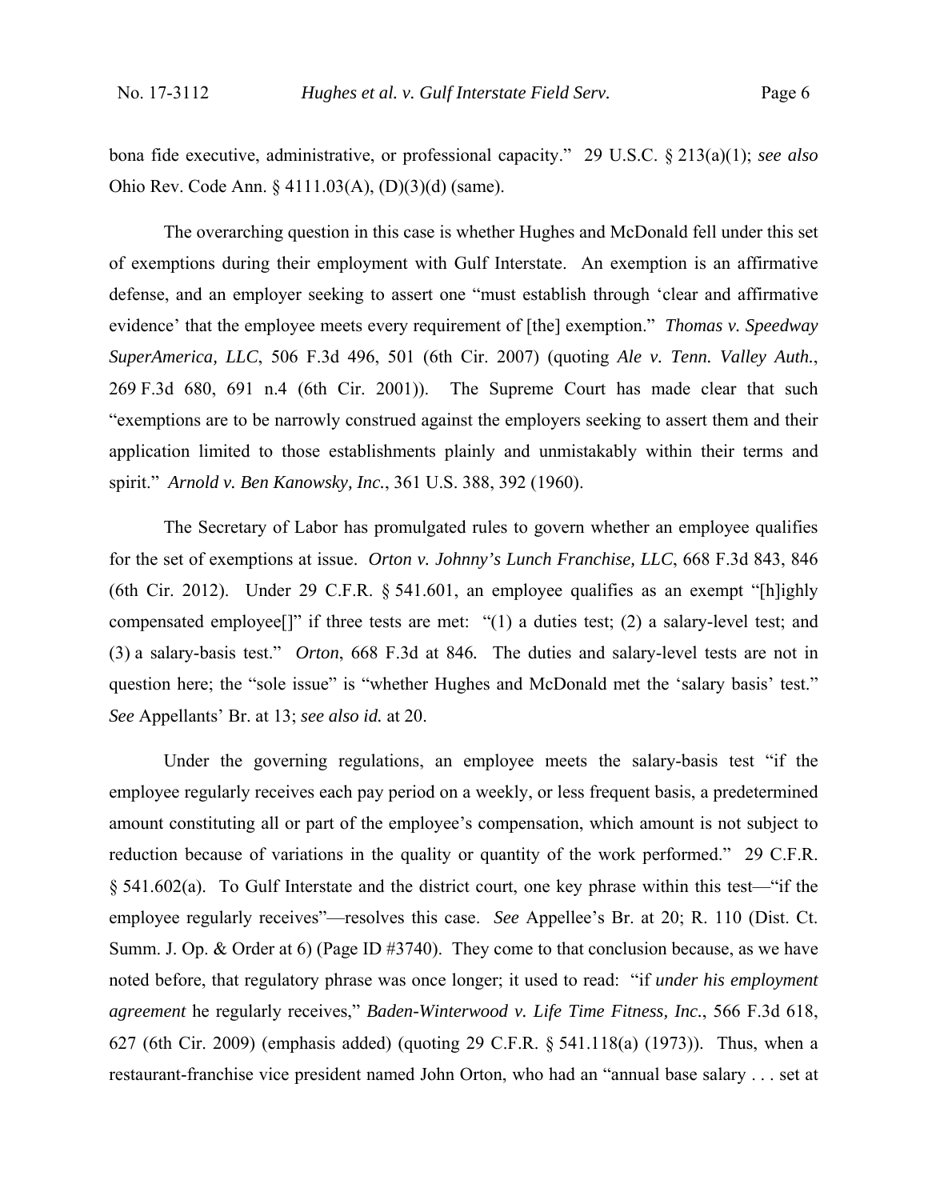bona fide executive, administrative, or professional capacity." 29 U.S.C. § 213(a)(1); *see also* Ohio Rev. Code Ann. § 4111.03(A), (D)(3)(d) (same).

The overarching question in this case is whether Hughes and McDonald fell under this set of exemptions during their employment with Gulf Interstate. An exemption is an affirmative defense, and an employer seeking to assert one "must establish through 'clear and affirmative evidence' that the employee meets every requirement of [the] exemption." *Thomas v. Speedway SuperAmerica, LLC*, 506 F.3d 496, 501 (6th Cir. 2007) (quoting *Ale v. Tenn. Valley Auth.*, 269 F.3d 680, 691 n.4 (6th Cir. 2001)). The Supreme Court has made clear that such "exemptions are to be narrowly construed against the employers seeking to assert them and their application limited to those establishments plainly and unmistakably within their terms and spirit." *Arnold v. Ben Kanowsky, Inc.*, 361 U.S. 388, 392 (1960).

The Secretary of Labor has promulgated rules to govern whether an employee qualifies for the set of exemptions at issue. *Orton v. Johnny's Lunch Franchise, LLC*, 668 F.3d 843, 846 (6th Cir. 2012). Under 29 C.F.R. § 541.601, an employee qualifies as an exempt "[h]ighly compensated employee[]" if three tests are met: "(1) a duties test; (2) a salary-level test; and (3) a salary-basis test." *Orton*, 668 F.3d at 846. The duties and salary-level tests are not in question here; the "sole issue" is "whether Hughes and McDonald met the 'salary basis' test." *See* Appellants' Br. at 13; *see also id.* at 20.

Under the governing regulations, an employee meets the salary-basis test "if the employee regularly receives each pay period on a weekly, or less frequent basis, a predetermined amount constituting all or part of the employee's compensation, which amount is not subject to reduction because of variations in the quality or quantity of the work performed." 29 C.F.R. § 541.602(a). To Gulf Interstate and the district court, one key phrase within this test—"if the employee regularly receives"—resolves this case. *See* Appellee's Br. at 20; R. 110 (Dist. Ct. Summ. J. Op. & Order at 6) (Page ID #3740). They come to that conclusion because, as we have noted before, that regulatory phrase was once longer; it used to read: "if *under his employment agreement* he regularly receives," *Baden-Winterwood v. Life Time Fitness, Inc.*, 566 F.3d 618, 627 (6th Cir. 2009) (emphasis added) (quoting 29 C.F.R. § 541.118(a) (1973)). Thus, when a restaurant-franchise vice president named John Orton, who had an "annual base salary . . . set at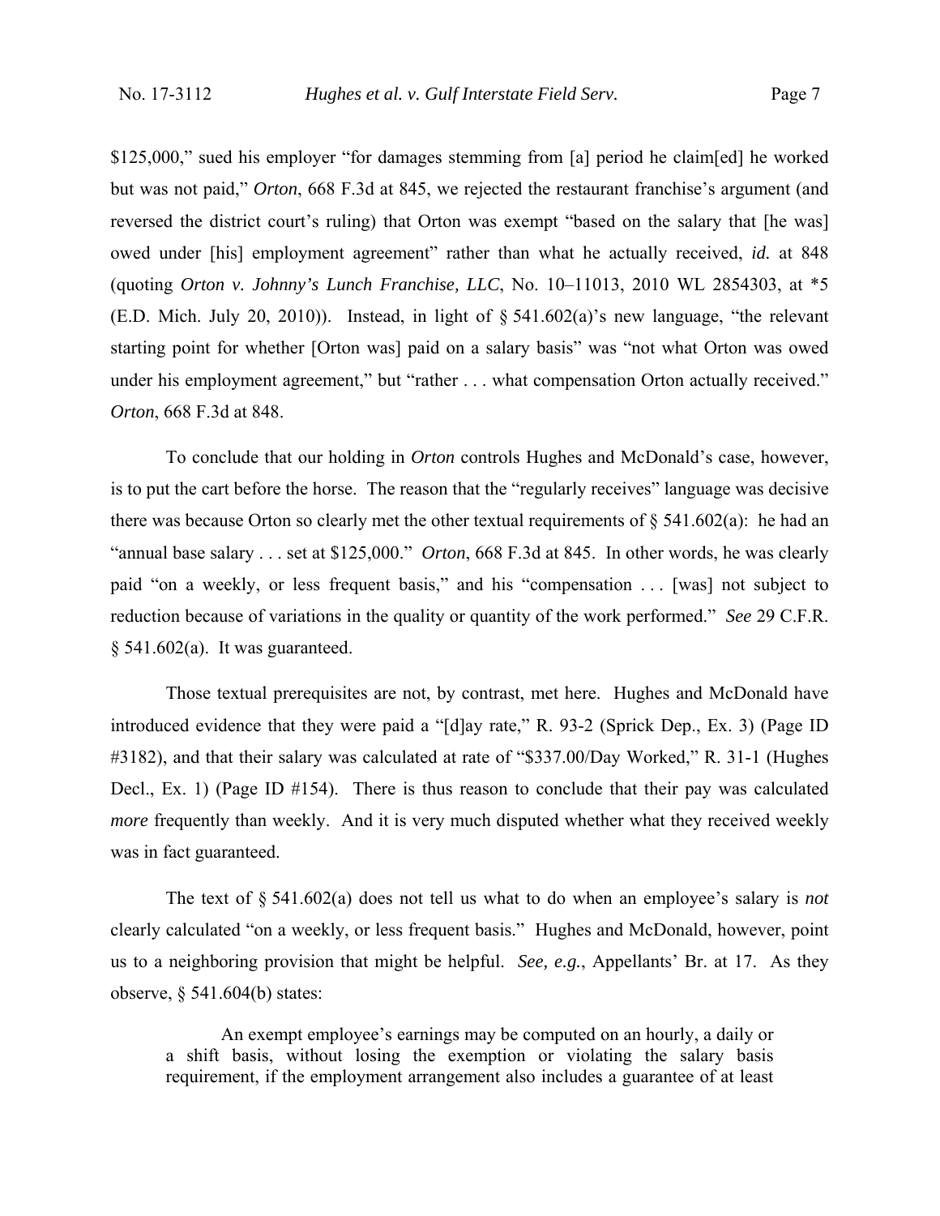$125,000," sued his employer "for damages stemming from [a] period he claim[ed] he worked but was not paid," *Orton*, 668 F.3d at 845, we rejected the restaurant franchise's argument (and reversed the district court's ruling) that Orton was exempt "based on the salary that [he was] owed under [his] employment agreement" rather than what he actually received, *id.* at 848 (quoting *Orton v. Johnny's Lunch Franchise, LLC*, No. 10–11013, 2010 WL 2854303, at *5 (E.D. Mich. July 20, 2010)). Instead, in light of § 541.602(a)'s new language, "the relevant starting point for whether [Orton was] paid on a salary basis" was "not what Orton was owed under his employment agreement," but "rather . . . what compensation Orton actually received." *Orton*, 668 F.3d at 848.

To conclude that our holding in *Orton* controls Hughes and McDonald's case, however, is to put the cart before the horse. The reason that the "regularly receives" language was decisive there was because Orton so clearly met the other textual requirements of § 541.602(a): he had an "annual base salary . . . set at $125,000." *Orton*, 668 F.3d at 845. In other words, he was clearly paid "on a weekly, or less frequent basis," and his "compensation . . . [was] not subject to reduction because of variations in the quality or quantity of the work performed." *See* 29 C.F.R. § 541.602(a). It was guaranteed.

Those textual prerequisites are not, by contrast, met here. Hughes and McDonald have introduced evidence that they were paid a "[d]ay rate," R. 93-2 (Sprick Dep., Ex. 3) (Page ID #3182), and that their salary was calculated at rate of "$337.00/Day Worked," R. 31-1 (Hughes Decl., Ex. 1) (Page ID #154). There is thus reason to conclude that their pay was calculated *more* frequently than weekly. And it is very much disputed whether what they received weekly was in fact guaranteed.

The text of § 541.602(a) does not tell us what to do when an employee's salary is *not* clearly calculated "on a weekly, or less frequent basis." Hughes and McDonald, however, point us to a neighboring provision that might be helpful. *See, e.g.*, Appellants' Br. at 17. As they observe, § 541.604(b) states:

> An exempt employee's earnings may be computed on an hourly, a daily or a shift basis, without losing the exemption or violating the salary basis requirement, if the employment arrangement also includes a guarantee of at least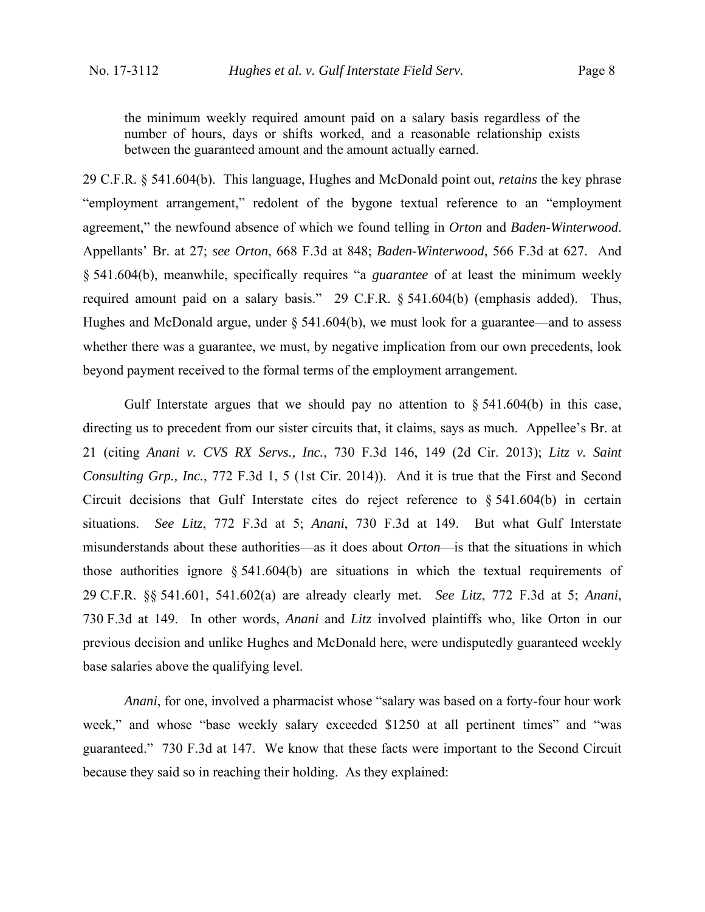> the minimum weekly required amount paid on a salary basis regardless of the number of hours, days or shifts worked, and a reasonable relationship exists between the guaranteed amount and the amount actually earned.

29 C.F.R. § 541.604(b). This language, Hughes and McDonald point out, *retains* the key phrase "employment arrangement," redolent of the bygone textual reference to an "employment agreement," the newfound absence of which we found telling in *Orton* and *Baden-Winterwood*. Appellants' Br. at 27; *see Orton*, 668 F.3d at 848; *Baden-Winterwood*, 566 F.3d at 627. And § 541.604(b), meanwhile, specifically requires "a *guarantee* of at least the minimum weekly required amount paid on a salary basis." 29 C.F.R. § 541.604(b) (emphasis added). Thus, Hughes and McDonald argue, under § 541.604(b), we must look for a guarantee—and to assess whether there was a guarantee, we must, by negative implication from our own precedents, look beyond payment received to the formal terms of the employment arrangement.

Gulf Interstate argues that we should pay no attention to § 541.604(b) in this case, directing us to precedent from our sister circuits that, it claims, says as much. Appellee's Br. at 21 (citing *Anani v. CVS RX Servs., Inc.*, 730 F.3d 146, 149 (2d Cir. 2013); *Litz v. Saint Consulting Grp., Inc.*, 772 F.3d 1, 5 (1st Cir. 2014)). And it is true that the First and Second Circuit decisions that Gulf Interstate cites do reject reference to § 541.604(b) in certain situations. *See Litz*, 772 F.3d at 5; *Anani*, 730 F.3d at 149. But what Gulf Interstate misunderstands about these authorities—as it does about *Orton*—is that the situations in which those authorities ignore § 541.604(b) are situations in which the textual requirements of 29 C.F.R. §§ 541.601, 541.602(a) are already clearly met. *See Litz*, 772 F.3d at 5; *Anani*, 730 F.3d at 149. In other words, *Anani* and *Litz* involved plaintiffs who, like Orton in our previous decision and unlike Hughes and McDonald here, were undisputedly guaranteed weekly base salaries above the qualifying level.

*Anani*, for one, involved a pharmacist whose "salary was based on a forty-four hour work week," and whose "base weekly salary exceeded $1250 at all pertinent times" and "was guaranteed." 730 F.3d at 147. We know that these facts were important to the Second Circuit because they said so in reaching their holding. As they explained: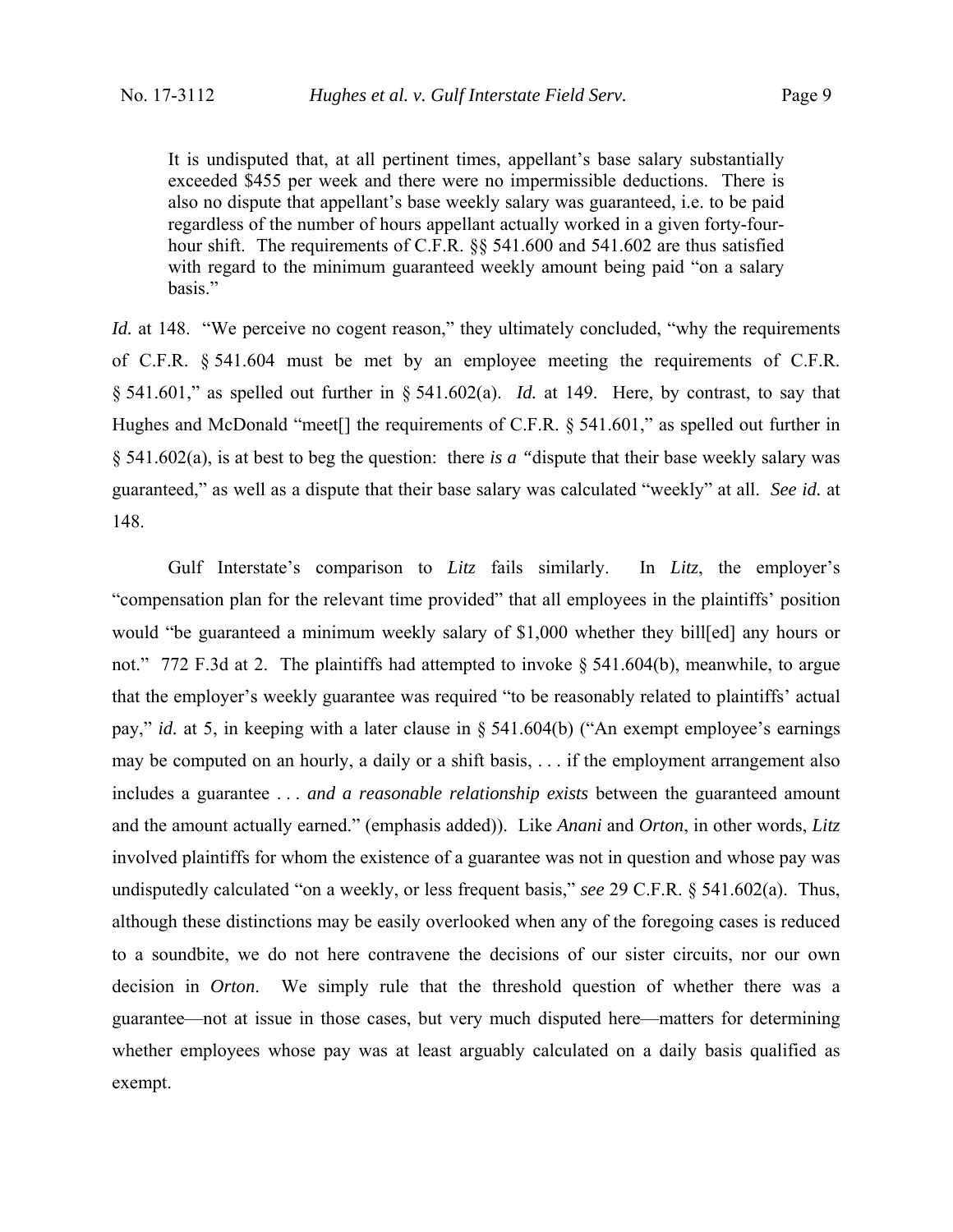> It is undisputed that, at all pertinent times, appellant's base salary substantially exceeded $455 per week and there were no impermissible deductions. There is also no dispute that appellant's base weekly salary was guaranteed, i.e. to be paid regardless of the number of hours appellant actually worked in a given forty-four-hour shift. The requirements of C.F.R. §§ 541.600 and 541.602 are thus satisfied with regard to the minimum guaranteed weekly amount being paid "on a salary basis."

*Id.* at 148. "We perceive no cogent reason," they ultimately concluded, "why the requirements of C.F.R. § 541.604 must be met by an employee meeting the requirements of C.F.R. § 541.601," as spelled out further in § 541.602(a). *Id.* at 149. Here, by contrast, to say that Hughes and McDonald "meet[] the requirements of C.F.R. § 541.601," as spelled out further in § 541.602(a), is at best to beg the question: there *is a* "dispute that their base weekly salary was guaranteed," as well as a dispute that their base salary was calculated "weekly" at all. *See id.* at 148.

Gulf Interstate's comparison to *Litz* fails similarly. In *Litz*, the employer's "compensation plan for the relevant time provided" that all employees in the plaintiffs' position would "be guaranteed a minimum weekly salary of $1,000 whether they bill[ed] any hours or not." 772 F.3d at 2. The plaintiffs had attempted to invoke § 541.604(b), meanwhile, to argue that the employer's weekly guarantee was required "to be reasonably related to plaintiffs' actual pay," *id.* at 5, in keeping with a later clause in § 541.604(b) ("An exempt employee's earnings may be computed on an hourly, a daily or a shift basis, . . . if the employment arrangement also includes a guarantee . . . *and a reasonable relationship exists* between the guaranteed amount and the amount actually earned." (emphasis added)). Like *Anani* and *Orton*, in other words, *Litz* involved plaintiffs for whom the existence of a guarantee was not in question and whose pay was undisputedly calculated "on a weekly, or less frequent basis," *see* 29 C.F.R. § 541.602(a). Thus, although these distinctions may be easily overlooked when any of the foregoing cases is reduced to a soundbite, we do not here contravene the decisions of our sister circuits, nor our own decision in *Orton*. We simply rule that the threshold question of whether there was a guarantee—not at issue in those cases, but very much disputed here—matters for determining whether employees whose pay was at least arguably calculated on a daily basis qualified as exempt.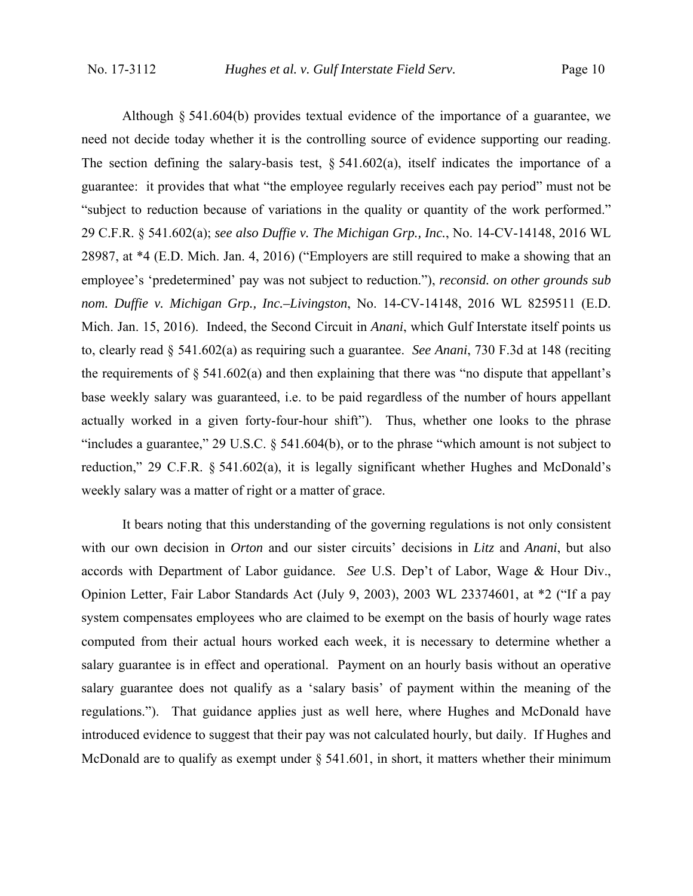Although § 541.604(b) provides textual evidence of the importance of a guarantee, we need not decide today whether it is the controlling source of evidence supporting our reading. The section defining the salary-basis test, § 541.602(a), itself indicates the importance of a guarantee: it provides that what "the employee regularly receives each pay period" must not be "subject to reduction because of variations in the quality or quantity of the work performed." 29 C.F.R. § 541.602(a); *see also Duffie v. The Michigan Grp., Inc.*, No. 14-CV-14148, 2016 WL 28987, at *4 (E.D. Mich. Jan. 4, 2016) ("Employers are still required to make a showing that an employee's 'predetermined' pay was not subject to reduction."), *reconsid. on other grounds sub nom. Duffie v. Michigan Grp., Inc.–Livingston*, No. 14-CV-14148, 2016 WL 8259511 (E.D. Mich. Jan. 15, 2016). Indeed, the Second Circuit in *Anani*, which Gulf Interstate itself points us to, clearly read § 541.602(a) as requiring such a guarantee. *See Anani*, 730 F.3d at 148 (reciting the requirements of § 541.602(a) and then explaining that there was "no dispute that appellant's base weekly salary was guaranteed, i.e. to be paid regardless of the number of hours appellant actually worked in a given forty-four-hour shift"). Thus, whether one looks to the phrase "includes a guarantee," 29 U.S.C. § 541.604(b), or to the phrase "which amount is not subject to reduction," 29 C.F.R. § 541.602(a), it is legally significant whether Hughes and McDonald's weekly salary was a matter of right or a matter of grace.

It bears noting that this understanding of the governing regulations is not only consistent with our own decision in *Orton* and our sister circuits' decisions in *Litz* and *Anani*, but also accords with Department of Labor guidance. *See* U.S. Dep't of Labor, Wage & Hour Div., Opinion Letter, Fair Labor Standards Act (July 9, 2003), 2003 WL 23374601, at *2 ("If a pay system compensates employees who are claimed to be exempt on the basis of hourly wage rates computed from their actual hours worked each week, it is necessary to determine whether a salary guarantee is in effect and operational. Payment on an hourly basis without an operative salary guarantee does not qualify as a 'salary basis' of payment within the meaning of the regulations."). That guidance applies just as well here, where Hughes and McDonald have introduced evidence to suggest that their pay was not calculated hourly, but daily. If Hughes and McDonald are to qualify as exempt under § 541.601, in short, it matters whether their minimum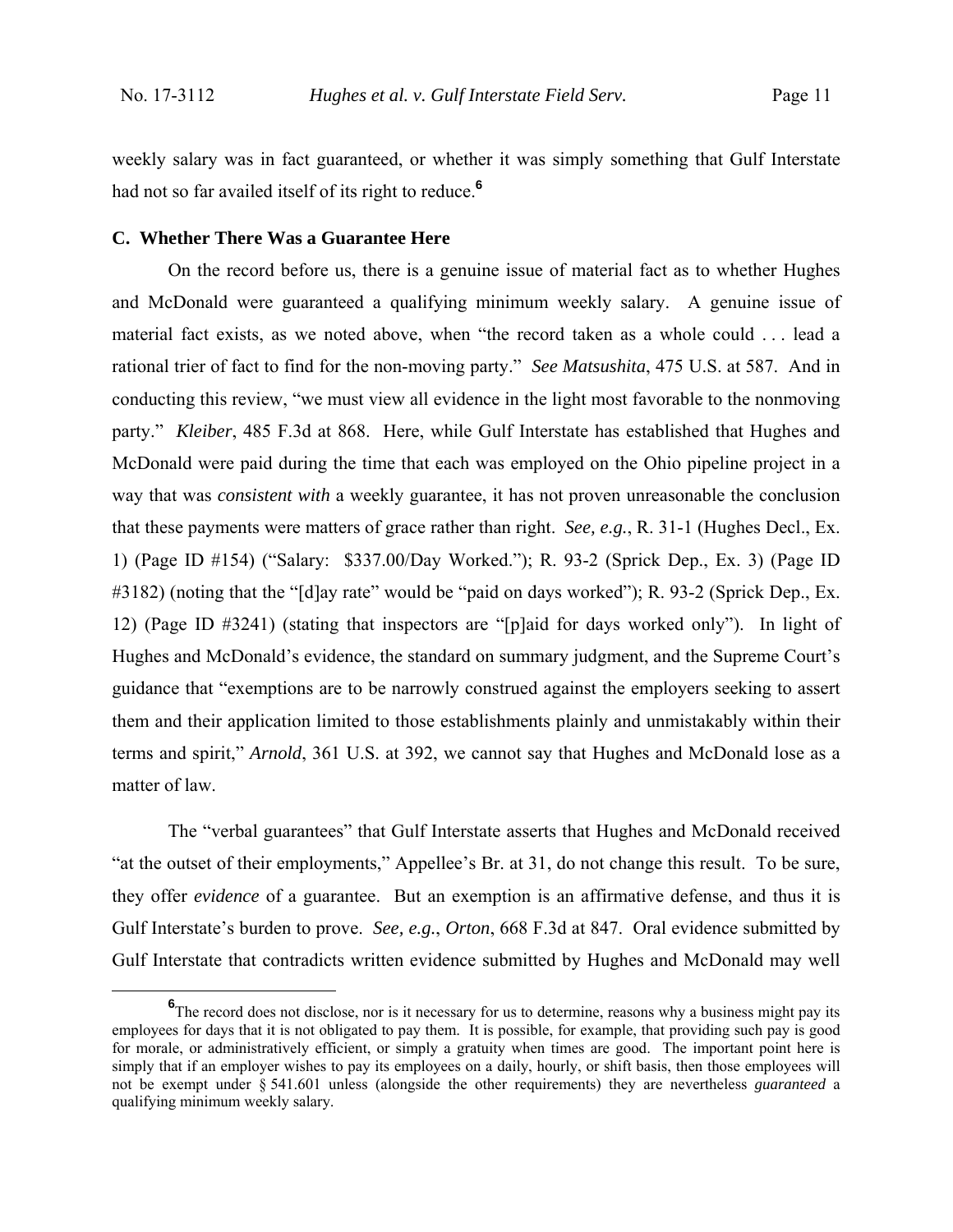weekly salary was in fact guaranteed, or whether it was simply something that Gulf Interstate had not so far availed itself of its right to reduce.[6]

### C. Whether There Was a Guarantee Here

On the record before us, there is a genuine issue of material fact as to whether Hughes and McDonald were guaranteed a qualifying minimum weekly salary. A genuine issue of material fact exists, as we noted above, when "the record taken as a whole could . . . lead a rational trier of fact to find for the non-moving party." *See Matsushita*, 475 U.S. at 587. And in conducting this review, "we must view all evidence in the light most favorable to the nonmoving party." *Kleiber*, 485 F.3d at 868. Here, while Gulf Interstate has established that Hughes and McDonald were paid during the time that each was employed on the Ohio pipeline project in a way that was *consistent with* a weekly guarantee, it has not proven unreasonable the conclusion that these payments were matters of grace rather than right. *See, e.g.*, R. 31-1 (Hughes Decl., Ex. 1) (Page ID #154) ("Salary: $337.00/Day Worked."); R. 93-2 (Sprick Dep., Ex. 3) (Page ID #3182) (noting that the "[d]ay rate" would be "paid on days worked"); R. 93-2 (Sprick Dep., Ex. 12) (Page ID #3241) (stating that inspectors are "[p]aid for days worked only"). In light of Hughes and McDonald's evidence, the standard on summary judgment, and the Supreme Court's guidance that "exemptions are to be narrowly construed against the employers seeking to assert them and their application limited to those establishments plainly and unmistakably within their terms and spirit," *Arnold*, 361 U.S. at 392, we cannot say that Hughes and McDonald lose as a matter of law.

The "verbal guarantees" that Gulf Interstate asserts that Hughes and McDonald received "at the outset of their employments," Appellee's Br. at 31, do not change this result. To be sure, they offer *evidence* of a guarantee. But an exemption is an affirmative defense, and thus it is Gulf Interstate's burden to prove. *See, e.g.*, *Orton*, 668 F.3d at 847. Oral evidence submitted by Gulf Interstate that contradicts written evidence submitted by Hughes and McDonald may well

---

[6] The record does not disclose, nor is it necessary for us to determine, reasons why a business might pay its employees for days that it is not obligated to pay them. It is possible, for example, that providing such pay is good for morale, or administratively efficient, or simply a gratuity when times are good. The important point here is simply that if an employer wishes to pay its employees on a daily, hourly, or shift basis, then those employees will not be exempt under § 541.601 unless (alongside the other requirements) they are nevertheless *guaranteed* a qualifying minimum weekly salary.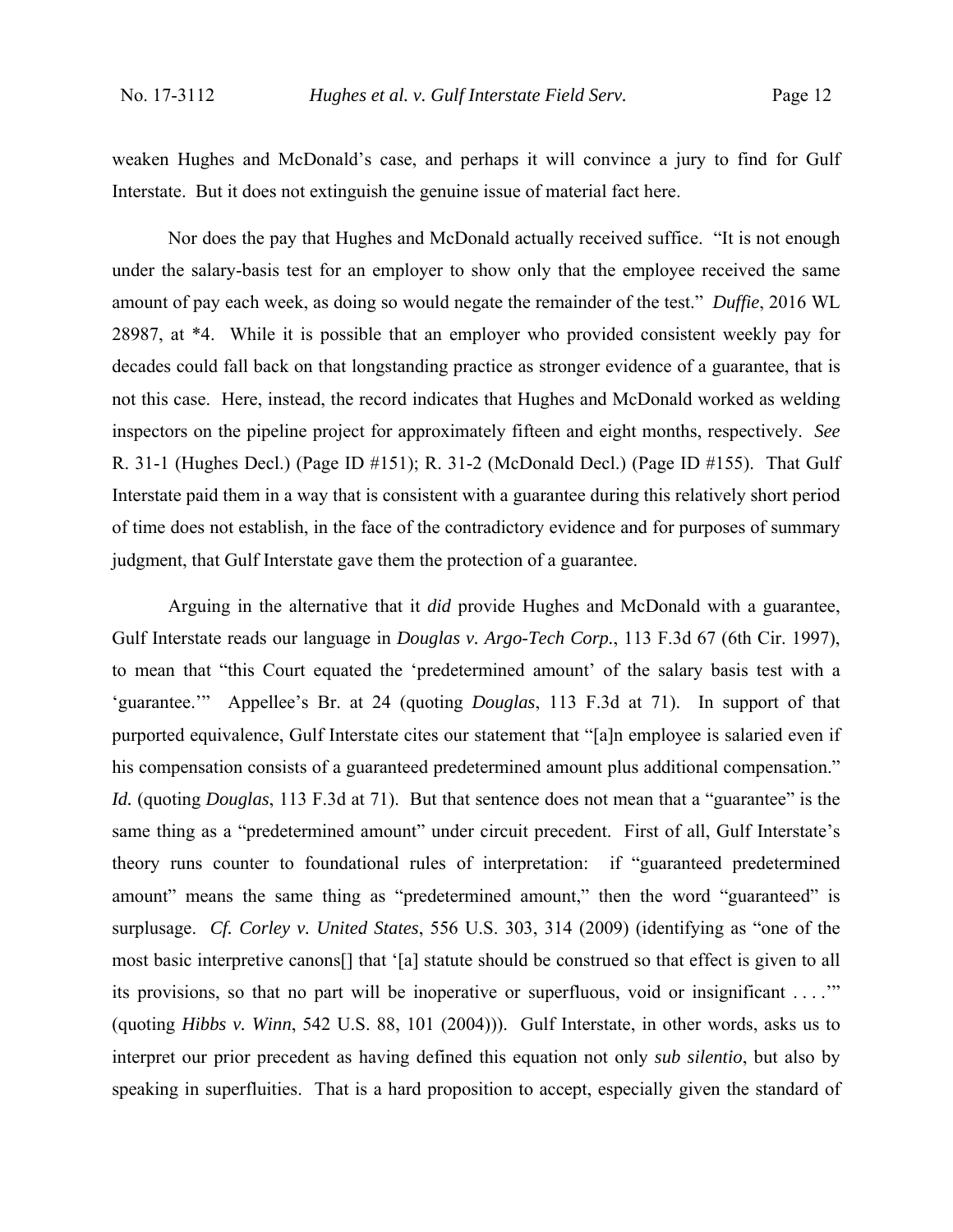weaken Hughes and McDonald's case, and perhaps it will convince a jury to find for Gulf Interstate. But it does not extinguish the genuine issue of material fact here.

Nor does the pay that Hughes and McDonald actually received suffice. "It is not enough under the salary-basis test for an employer to show only that the employee received the same amount of pay each week, as doing so would negate the remainder of the test." *Duffie*, 2016 WL 28987, at *4. While it is possible that an employer who provided consistent weekly pay for decades could fall back on that longstanding practice as stronger evidence of a guarantee, that is not this case. Here, instead, the record indicates that Hughes and McDonald worked as welding inspectors on the pipeline project for approximately fifteen and eight months, respectively. *See* R. 31-1 (Hughes Decl.) (Page ID #151); R. 31-2 (McDonald Decl.) (Page ID #155). That Gulf Interstate paid them in a way that is consistent with a guarantee during this relatively short period of time does not establish, in the face of the contradictory evidence and for purposes of summary judgment, that Gulf Interstate gave them the protection of a guarantee.

Arguing in the alternative that it *did* provide Hughes and McDonald with a guarantee, Gulf Interstate reads our language in *Douglas v. Argo-Tech Corp.*, 113 F.3d 67 (6th Cir. 1997), to mean that "this Court equated the 'predetermined amount' of the salary basis test with a 'guarantee.'" Appellee's Br. at 24 (quoting *Douglas*, 113 F.3d at 71). In support of that purported equivalence, Gulf Interstate cites our statement that "[a]n employee is salaried even if his compensation consists of a guaranteed predetermined amount plus additional compensation." *Id.* (quoting *Douglas*, 113 F.3d at 71). But that sentence does not mean that a "guarantee" is the same thing as a "predetermined amount" under circuit precedent. First of all, Gulf Interstate's theory runs counter to foundational rules of interpretation: if "guaranteed predetermined amount" means the same thing as "predetermined amount," then the word "guaranteed" is surplusage. *Cf. Corley v. United States*, 556 U.S. 303, 314 (2009) (identifying as "one of the most basic interpretive canons[] that '[a] statute should be construed so that effect is given to all its provisions, so that no part will be inoperative or superfluous, void or insignificant . . . .'" (quoting *Hibbs v. Winn*, 542 U.S. 88, 101 (2004))). Gulf Interstate, in other words, asks us to interpret our prior precedent as having defined this equation not only *sub silentio*, but also by speaking in superfluities. That is a hard proposition to accept, especially given the standard of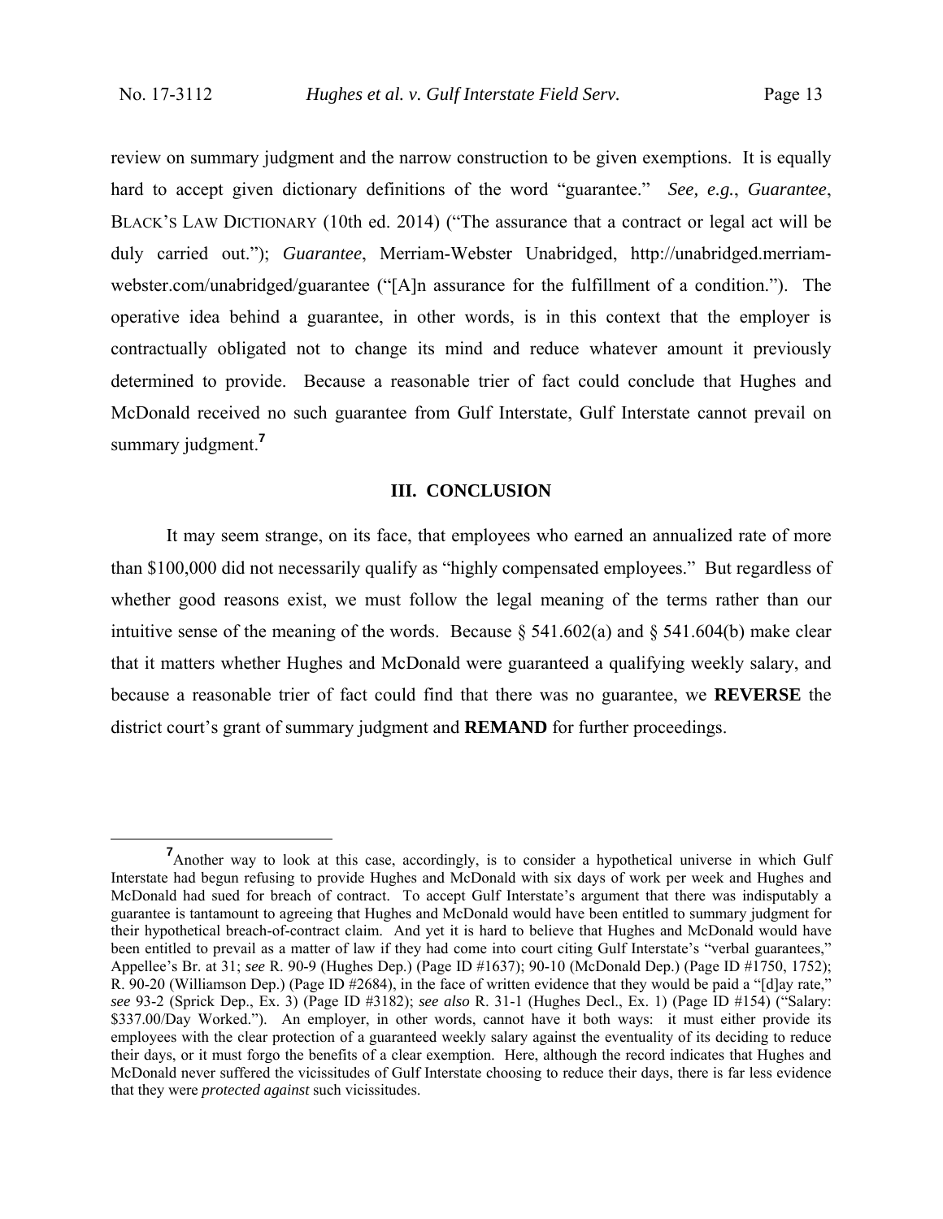review on summary judgment and the narrow construction to be given exemptions. It is equally hard to accept given dictionary definitions of the word "guarantee." *See, e.g.*, *Guarantee*, BLACK'S LAW DICTIONARY (10th ed. 2014) ("The assurance that a contract or legal act will be duly carried out."); *Guarantee*, Merriam-Webster Unabridged, http://unabridged.merriam-webster.com/unabridged/guarantee ("[A]n assurance for the fulfillment of a condition."). The operative idea behind a guarantee, in other words, is in this context that the employer is contractually obligated not to change its mind and reduce whatever amount it previously determined to provide. Because a reasonable trier of fact could conclude that Hughes and McDonald received no such guarantee from Gulf Interstate, Gulf Interstate cannot prevail on summary judgment.[7]

## III. CONCLUSION

It may seem strange, on its face, that employees who earned an annualized rate of more than $100,000 did not necessarily qualify as "highly compensated employees." But regardless of whether good reasons exist, we must follow the legal meaning of the terms rather than our intuitive sense of the meaning of the words. Because § 541.602(a) and § 541.604(b) make clear that it matters whether Hughes and McDonald were guaranteed a qualifying weekly salary, and because a reasonable trier of fact could find that there was no guarantee, we **REVERSE** the district court's grant of summary judgment and **REMAND** for further proceedings.

---

[7] Another way to look at this case, accordingly, is to consider a hypothetical universe in which Gulf Interstate had begun refusing to provide Hughes and McDonald with six days of work per week and Hughes and McDonald had sued for breach of contract. To accept Gulf Interstate's argument that there was indisputably a guarantee is tantamount to agreeing that Hughes and McDonald would have been entitled to summary judgment for their hypothetical breach-of-contract claim. And yet it is hard to believe that Hughes and McDonald would have been entitled to prevail as a matter of law if they had come into court citing Gulf Interstate's "verbal guarantees," Appellee's Br. at 31; *see* R. 90-9 (Hughes Dep.) (Page ID #1637); 90-10 (McDonald Dep.) (Page ID #1750, 1752); R. 90-20 (Williamson Dep.) (Page ID #2684), in the face of written evidence that they would be paid a "[d]ay rate," *see* 93-2 (Sprick Dep., Ex. 3) (Page ID #3182); *see also* R. 31-1 (Hughes Decl., Ex. 1) (Page ID #154) ("Salary: $337.00/Day Worked."). An employer, in other words, cannot have it both ways: it must either provide its employees with the clear protection of a guaranteed weekly salary against the eventuality of its deciding to reduce their days, or it must forgo the benefits of a clear exemption. Here, although the record indicates that Hughes and McDonald never suffered the vicissitudes of Gulf Interstate choosing to reduce their days, there is far less evidence that they were *protected against* such vicissitudes.